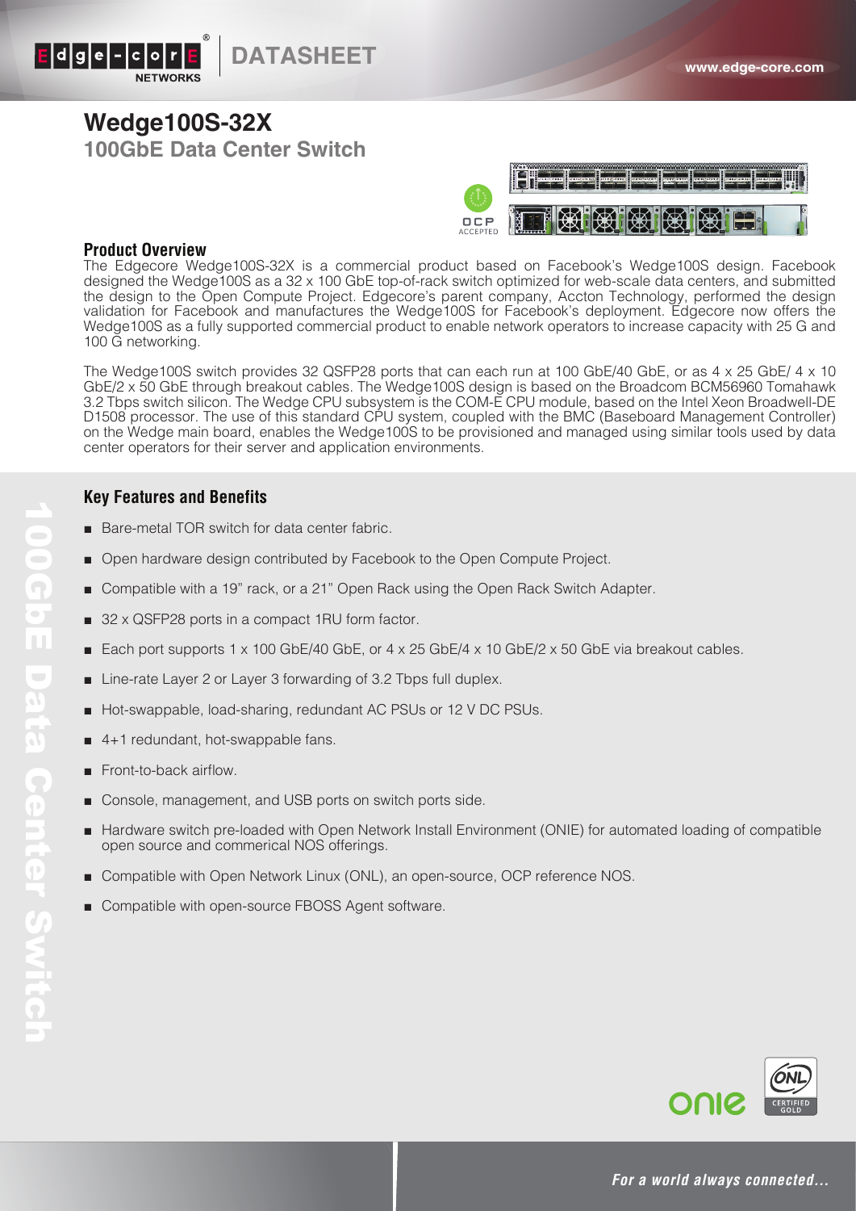# Wedge100S-32X

## 100GbE Data Center Switch

### Product Overview

The Edgecore Wedge100S-32X is a commercial product based on Facebook's Wedge100S design. Facebook designed the Wedge100S as a 32 x 100 GbE top-of-rack switch optimized for web-scale data centers, and submitted the design to the Open Compute Project. Edgecore's parent company, Accton Technology, performed the design validation for Facebook and manufactures the Wedge100S for Facebook's deployment. Edgecore now offers the Wedge100S as a fully supported commercial product to enable network operators to increase capacity with 25 G and 100 G networking.

The Wedge100S switch provides 32 QSFP28 ports that can each run at 100 GbE/40 GbE, or as 4 x 25 GbE/ 4 x 10 GbE/2 x 50 GbE through breakout cables. The Wedge100S design is based on the Broadcom BCM56960 Tomahawk 3.2 Tbps switch silicon. The Wedge CPU subsystem is the COM-E CPU module, based on the Intel Xeon Broadwell-DE D1508 processor. The use of this standard CPU system, coupled with the BMC (Baseboard Management Controller) on the Wedge main board, enables the Wedge100S to be provisioned and managed using similar tools used by data center operators for their server and application environments.

### Key Features and Benefits

- Bare-metal TOR switch for data center fabric.
- Open hardware design contributed by Facebook to the Open Compute Project.
- Compatible with a 19" rack, or a 21" Open Rack using the Open Rack Switch Adapter.
- 32 x QSFP28 ports in a compact 1RU form factor.
- Each port supports 1 x 100 GbE/40 GbE, or 4 x 25 GbE/4 x 10 GbE/2 x 50 GbE via breakout cables.
- Line-rate Layer 2 or Layer 3 forwarding of 3.2 Tbps full duplex.
- Hot-swappable, load-sharing, redundant AC PSUs or 12 V DC PSUs.
- 4+1 redundant, hot-swappable fans.
- Front-to-back airflow.
- Console, management, and USB ports on switch ports side.
- Hardware switch pre-loaded with Open Network Install Environment (ONIE) for automated loading of compatible open source and commerical NOS offerings.
- Compatible with Open Network Linux (ONL), an open-source, OCP reference NOS.
- Compatible with open-source FBOSS Agent software.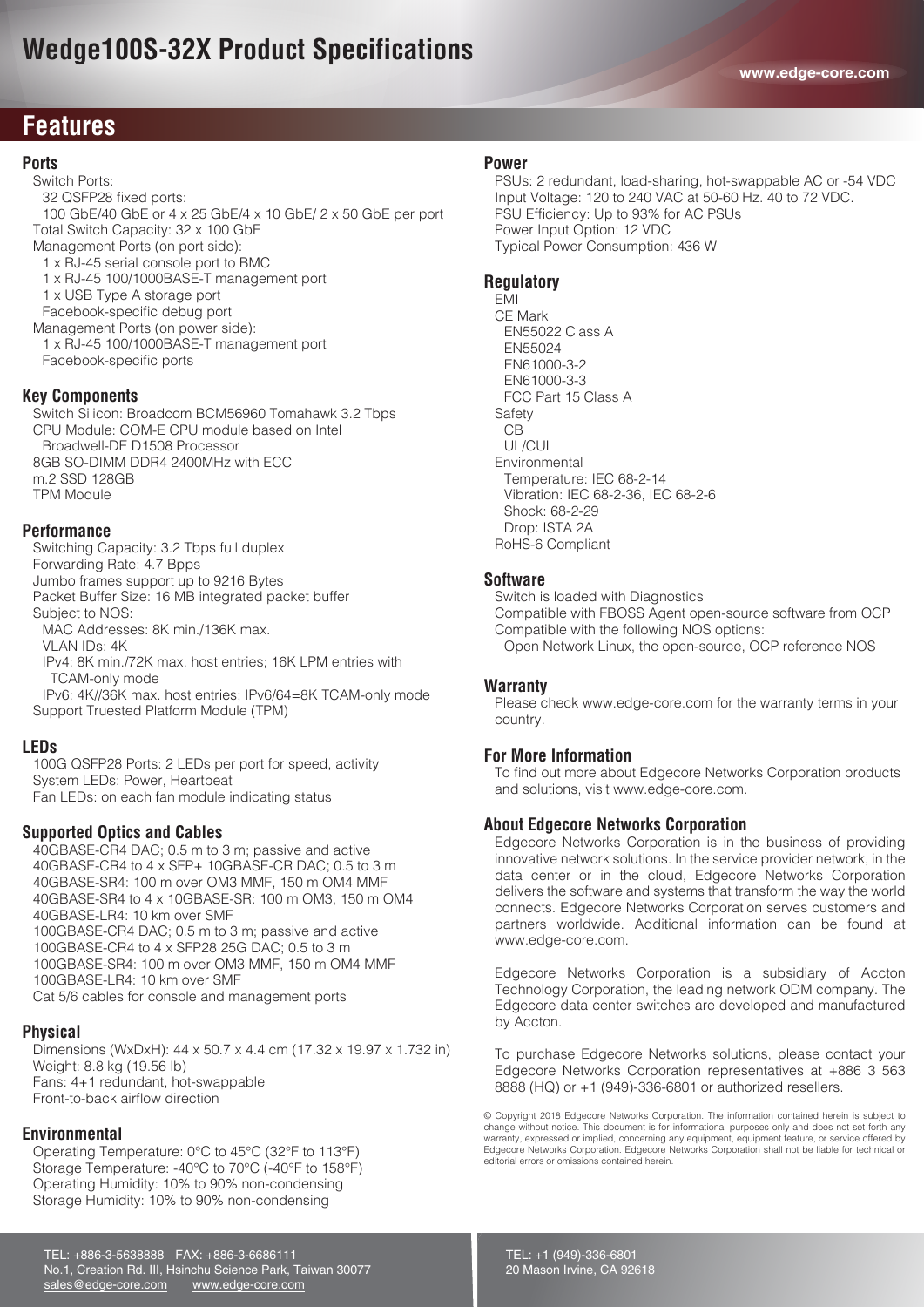# Wedge100S-32X Product Specifications

## Features

### Ports

Switch Ports:
- 32 QSFP28 fixed ports:
- 100 GbE/40 GbE or 4 x 25 GbE/4 x 10 GbE/ 2 x 50 GbE per port

Total Switch Capacity: 32 x 100 GbE

Management Ports (on port side):
- 1 x RJ-45 serial console port to BMC
- 1 x RJ-45 100/1000BASE-T management port
- 1 x USB Type A storage port
- Facebook-specific debug port

Management Ports (on power side):
- 1 x RJ-45 100/1000BASE-T management port
- Facebook-specific ports

### Key Components

Switch Silicon: Broadcom BCM56960 Tomahawk 3.2 Tbps
CPU Module: COM-E CPU module based on Intel Broadwell-DE D1508 Processor
8GB SO-DIMM DDR4 2400MHz with ECC
m.2 SSD 128GB
TPM Module

### Performance

Switching Capacity: 3.2 Tbps full duplex
Forwarding Rate: 4.7 Bpps
Jumbo frames support up to 9216 Bytes
Packet Buffer Size: 16 MB integrated packet buffer

Subject to NOS:
- MAC Addresses: 8K min./136K max.
- VLAN IDs: 4K
- IPv4: 8K min./72K max. host entries; 16K LPM entries with TCAM-only mode
- IPv6: 4K//36K max. host entries; IPv6/64=8K TCAM-only mode

Support Truested Platform Module (TPM)

### LEDs

100G QSFP28 Ports: 2 LEDs per port for speed, activity
System LEDs: Power, Heartbeat
Fan LEDs: on each fan module indicating status

### Supported Optics and Cables

40GBASE-CR4 DAC; 0.5 m to 3 m; passive and active
40GBASE-CR4 to 4 x SFP+ 10GBASE-CR DAC; 0.5 to 3 m
40GBASE-SR4: 100 m over OM3 MMF, 150 m OM4 MMF
40GBASE-SR4 to 4 x 10GBASE-SR: 100 m OM3, 150 m OM4
40GBASE-LR4: 10 km over SMF
100GBASE-CR4 DAC; 0.5 m to 3 m; passive and active
100GBASE-CR4 to 4 x SFP28 25G DAC; 0.5 to 3 m
100GBASE-SR4: 100 m over OM3 MMF, 150 m OM4 MMF
100GBASE-LR4: 10 km over SMF
Cat 5/6 cables for console and management ports

### Physical

Dimensions (WxDxH): 44 x 50.7 x 4.4 cm (17.32 x 19.97 x 1.732 in)
Weight: 8.8 kg (19.56 lb)
Fans: 4+1 redundant, hot-swappable
Front-to-back airflow direction

### Environmental

Operating Temperature: 0°C to 45°C (32°F to 113°F)
Storage Temperature: -40°C to 70°C (-40°F to 158°F)
Operating Humidity: 10% to 90% non-condensing
Storage Humidity: 10% to 90% non-condensing

### Power

PSUs: 2 redundant, load-sharing, hot-swappable AC or -54 VDC
Input Voltage: 120 to 240 VAC at 50-60 Hz. 40 to 72 VDC.
PSU Efficiency: Up to 93% for AC PSUs
Power Input Option: 12 VDC
Typical Power Consumption: 436 W

### Regulatory

EMI

CE Mark
- EN55022 Class A
- EN55024
- EN61000-3-2
- EN61000-3-3
- FCC Part 15 Class A

Safety
- CB
- UL/CUL

Environmental
- Temperature: IEC 68-2-14
- Vibration: IEC 68-2-36, IEC 68-2-6
- Shock: 68-2-29
- Drop: ISTA 2A

RoHS-6 Compliant

### Software

Switch is loaded with Diagnostics
Compatible with FBOSS Agent open-source software from OCP
Compatible with the following NOS options:
- Open Network Linux, the open-source, OCP reference NOS

### Warranty

Please check www.edge-core.com for the warranty terms in your country.

### For More Information

To find out more about Edgecore Networks Corporation products and solutions, visit www.edge-core.com.

### About Edgecore Networks Corporation

Edgecore Networks Corporation is in the business of providing innovative network solutions. In the service provider network, in the data center or in the cloud, Edgecore Networks Corporation delivers the software and systems that transform the way the world connects. Edgecore Networks Corporation serves customers and partners worldwide. Additional information can be found at www.edge-core.com.

Edgecore Networks Corporation is a subsidiary of Accton Technology Corporation, the leading network ODM company. The Edgecore data center switches are developed and manufactured by Accton.

To purchase Edgecore Networks solutions, please contact your Edgecore Networks Corporation representatives at +886 3 563 8888 (HQ) or +1 (949)-336-6801 or authorized resellers.

© Copyright 2018 Edgecore Networks Corporation. The information contained herein is subject to change without notice. This document is for informational purposes only and does not set forth any warranty, expressed or implied, concerning any equipment, equipment feature, or service offered by Edgecore Networks Corporation. Edgecore Networks Corporation shall not be liable for technical or editorial errors or omissions contained herein.

TEL: +886-3-5638888 FAX: +886-3-6686111
No.1, Creation Rd. III, Hsinchu Science Park, Taiwan 30077
sales@edge-core.com www.edge-core.com

TEL: +1 (949)-336-6801
20 Mason Irvine, CA 92618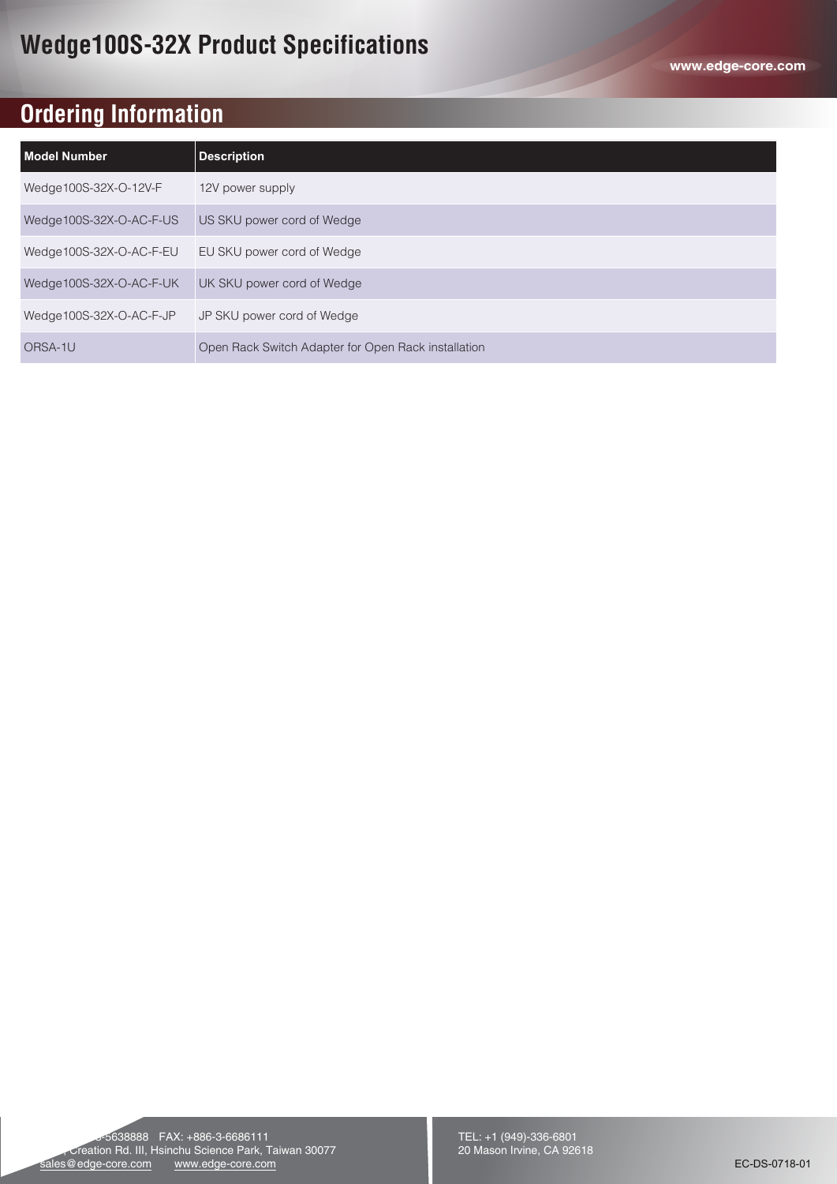## Ordering Information

| Model Number | Description |
|---|---|
| Wedge100S-32X-O-12V-F | 12V power supply |
| Wedge100S-32X-O-AC-F-US | US SKU power cord of Wedge |
| Wedge100S-32X-O-AC-F-EU | EU SKU power cord of Wedge |
| Wedge100S-32X-O-AC-F-UK | UK SKU power cord of Wedge |
| Wedge100S-32X-O-AC-F-JP | JP SKU power cord of Wedge |
| ORSA-1U | Open Rack Switch Adapter for Open Rack installation |

-5638888 FAX: +886-3-6686111
Creation Rd. III, Hsinchu Science Park, Taiwan 30077
sales@edge-core.com www.edge-core.com

TEL: +1 (949)-336-6801
20 Mason Irvine, CA 92618

EC-DS-0718-01